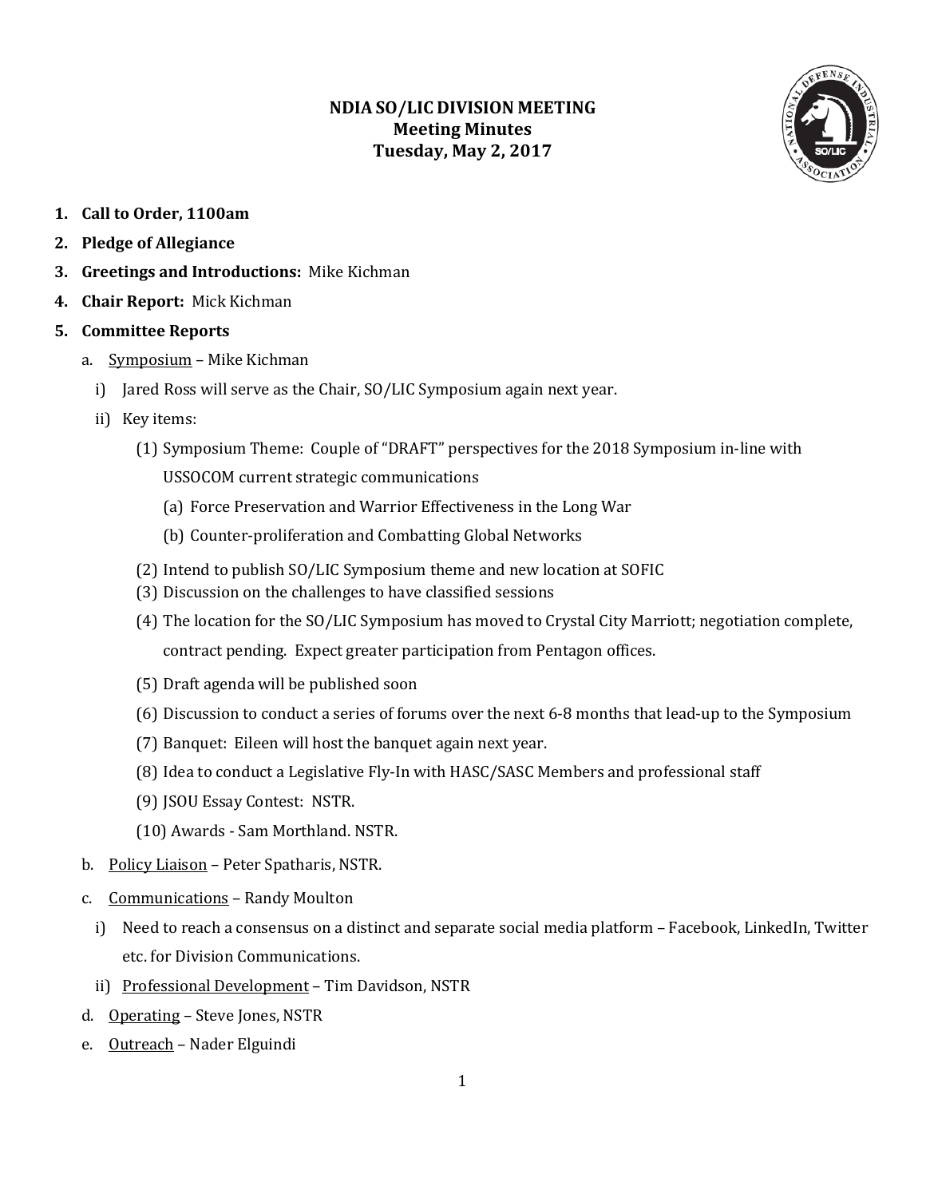# NDIA SO/LIC DIVISION MEETING
## Meeting Minutes
### Tuesday, May 2, 2017

1. **Call to Order, 1100am**
2. **Pledge of Allegiance**
3. **Greetings and Introductions:** Mike Kichman
4. **Chair Report:** Mick Kichman
5. **Committee Reports**
   a. <u>Symposium</u> – Mike Kichman
      i) Jared Ross will serve as the Chair, SO/LIC Symposium again next year.
      ii) Key items:
         (1) Symposium Theme: Couple of "DRAFT" perspectives for the 2018 Symposium in-line with USSOCOM current strategic communications
            (a) Force Preservation and Warrior Effectiveness in the Long War
            (b) Counter-proliferation and Combatting Global Networks
         (2) Intend to publish SO/LIC Symposium theme and new location at SOFIC
         (3) Discussion on the challenges to have classified sessions
         (4) The location for the SO/LIC Symposium has moved to Crystal City Marriott; negotiation complete, contract pending. Expect greater participation from Pentagon offices.
         (5) Draft agenda will be published soon
         (6) Discussion to conduct a series of forums over the next 6-8 months that lead-up to the Symposium
         (7) Banquet: Eileen will host the banquet again next year.
         (8) Idea to conduct a Legislative Fly-In with HASC/SASC Members and professional staff
         (9) JSOU Essay Contest: NSTR.
         (10) Awards - Sam Morthland. NSTR.

   b. <u>Policy Liaison</u> – Peter Spatharis, NSTR.
   c. <u>Communications</u> – Randy Moulton
      i) Need to reach a consensus on a distinct and separate social media platform – Facebook, LinkedIn, Twitter etc. for Division Communications.
      ii) <u>Professional Development</u> – Tim Davidson, NSTR
   d. <u>Operating</u> – Steve Jones, NSTR
   e. <u>Outreach</u> – Nader Elguindi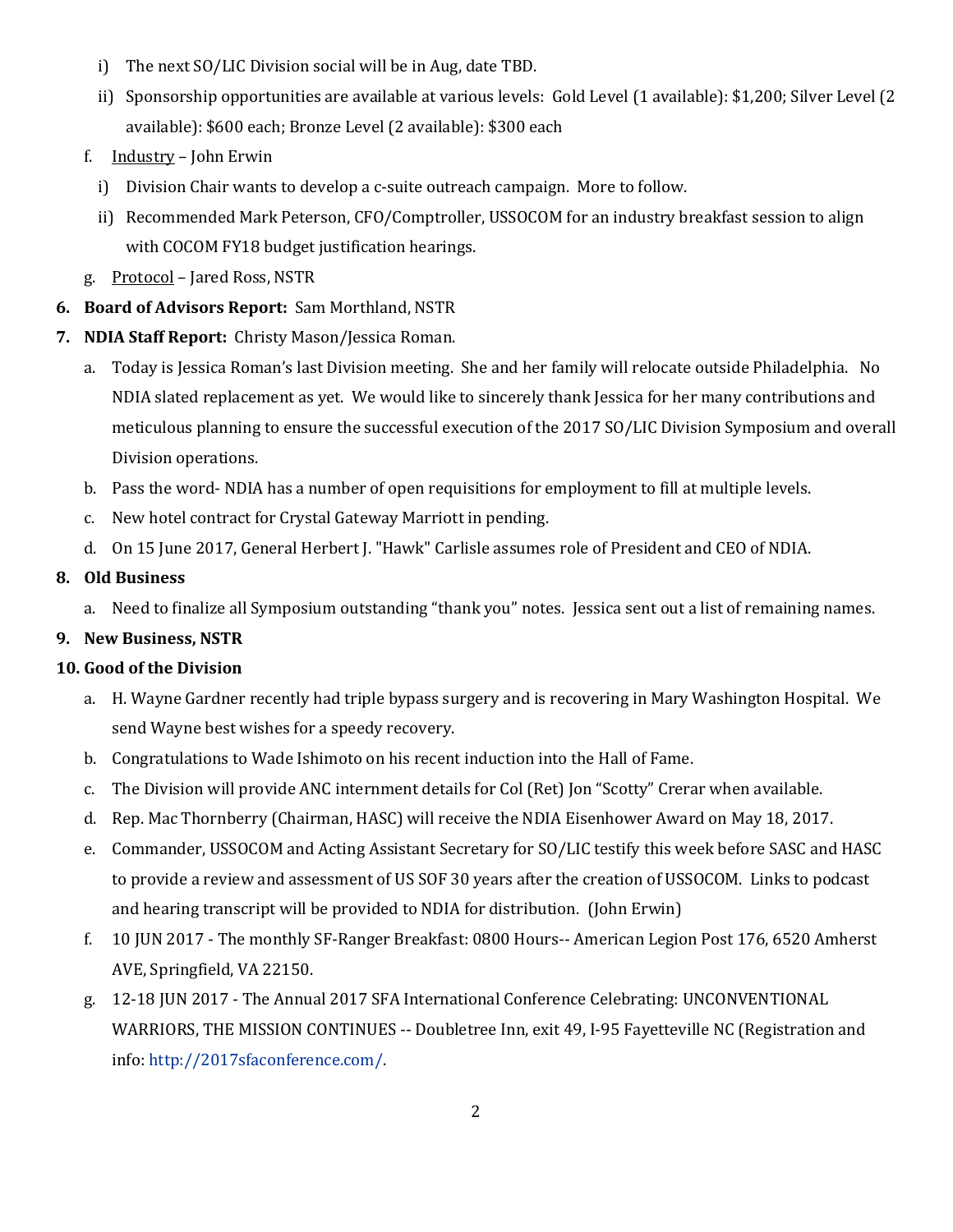i) The next SO/LIC Division social will be in Aug, date TBD.
  ii) Sponsorship opportunities are available at various levels: Gold Level (1 available): $1,200; Silver Level (2 available): $600 each; Bronze Level (2 available): $300 each

f. Industry – John Erwin
  i) Division Chair wants to develop a c-suite outreach campaign. More to follow.
  ii) Recommended Mark Peterson, CFO/Comptroller, USSOCOM for an industry breakfast session to align with COCOM FY18 budget justification hearings.

g. Protocol – Jared Ross, NSTR

6. **Board of Advisors Report:** Sam Morthland, NSTR

7. **NDIA Staff Report:** Christy Mason/Jessica Roman.
   a. Today is Jessica Roman's last Division meeting. She and her family will relocate outside Philadelphia. No NDIA slated replacement as yet. We would like to sincerely thank Jessica for her many contributions and meticulous planning to ensure the successful execution of the 2017 SO/LIC Division Symposium and overall Division operations.
   b. Pass the word- NDIA has a number of open requisitions for employment to fill at multiple levels.
   c. New hotel contract for Crystal Gateway Marriott in pending.
   d. On 15 June 2017, General Herbert J. "Hawk" Carlisle assumes role of President and CEO of NDIA.

8. **Old Business**
   a. Need to finalize all Symposium outstanding "thank you" notes. Jessica sent out a list of remaining names.

9. **New Business, NSTR**

10. **Good of the Division**
   a. H. Wayne Gardner recently had triple bypass surgery and is recovering in Mary Washington Hospital. We send Wayne best wishes for a speedy recovery.
   b. Congratulations to Wade Ishimoto on his recent induction into the Hall of Fame.
   c. The Division will provide ANC internment details for Col (Ret) Jon "Scotty" Crerar when available.
   d. Rep. Mac Thornberry (Chairman, HASC) will receive the NDIA Eisenhower Award on May 18, 2017.
   e. Commander, USSOCOM and Acting Assistant Secretary for SO/LIC testify this week before SASC and HASC to provide a review and assessment of US SOF 30 years after the creation of USSOCOM. Links to podcast and hearing transcript will be provided to NDIA for distribution. (John Erwin)
   f. 10 JUN 2017 - The monthly SF-Ranger Breakfast: 0800 Hours-- American Legion Post 176, 6520 Amherst AVE, Springfield, VA 22150.
   g. 12-18 JUN 2017 - The Annual 2017 SFA International Conference Celebrating: UNCONVENTIONAL WARRIORS, THE MISSION CONTINUES -- Doubletree Inn, exit 49, I-95 Fayetteville NC (Registration and info: http://2017sfaconference.com/.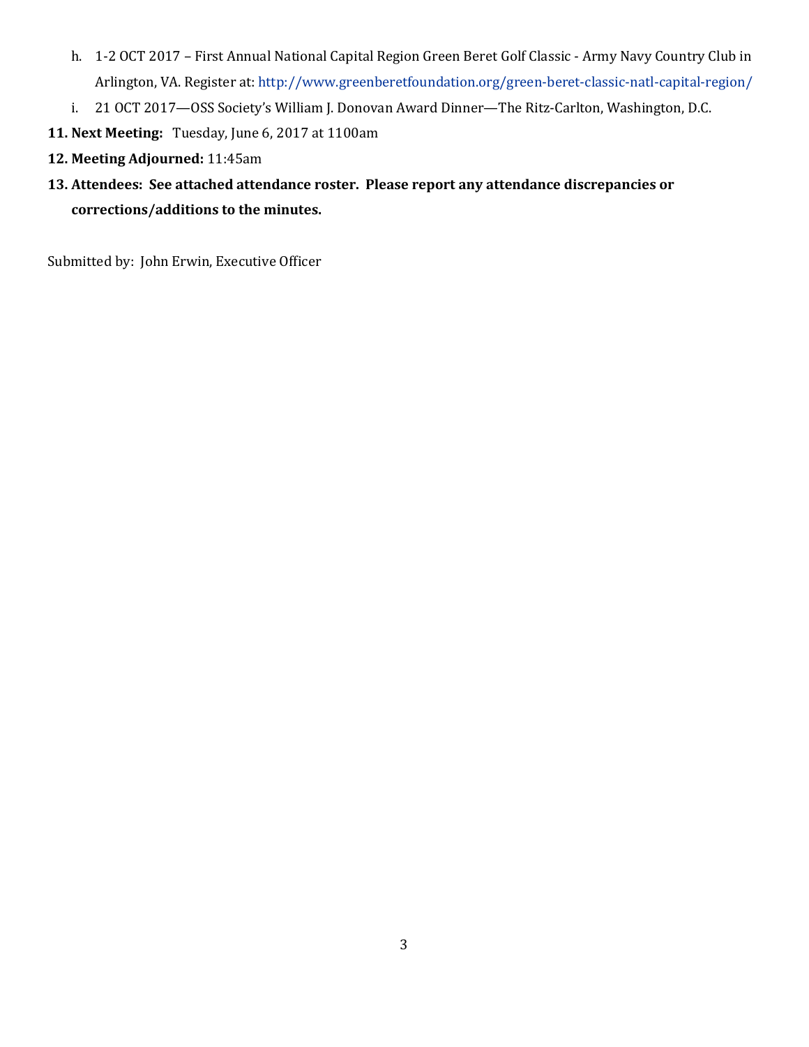h. 1-2 OCT 2017 – First Annual National Capital Region Green Beret Golf Classic - Army Navy Country Club in Arlington, VA. Register at: http://www.greenberetfoundation.org/green-beret-classic-natl-capital-region/

i. 21 OCT 2017—OSS Society's William J. Donovan Award Dinner—The Ritz-Carlton, Washington, D.C.

**11. Next Meeting:** Tuesday, June 6, 2017 at 1100am

**12. Meeting Adjourned:** 11:45am

**13. Attendees: See attached attendance roster. Please report any attendance discrepancies or corrections/additions to the minutes.**

Submitted by: John Erwin, Executive Officer